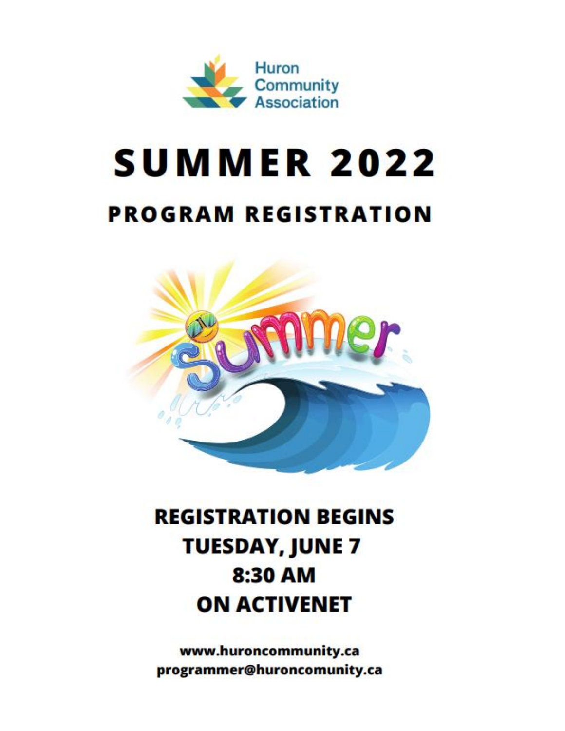Huron Community Association

# SUMMER 2022

## PROGRAM REGISTRATION

**REGISTRATION BEGINS**
**TUESDAY, JUNE 7**
**8:30 AM**
**ON ACTIVENET**

**www.huroncommunity.ca**
**programmer@huroncomunity.ca**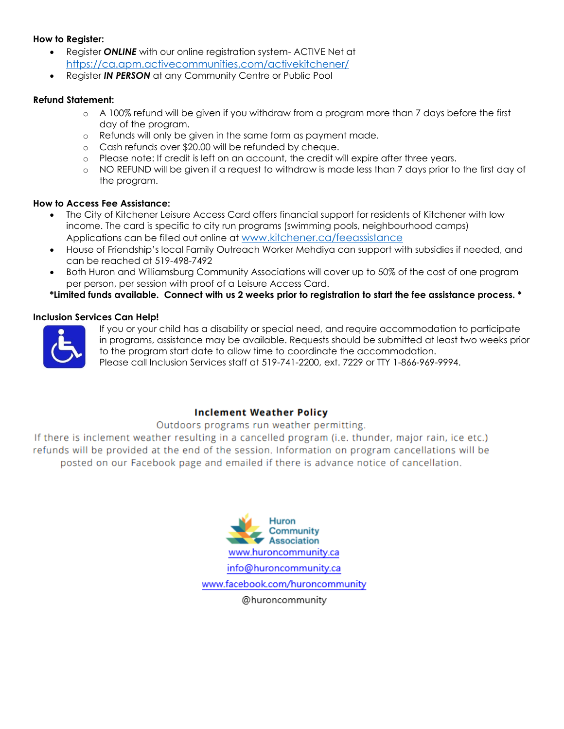**How to Register:**

- Register ***ONLINE*** with our online registration system- ACTIVE Net at https://ca.apm.activecommunities.com/activekitchener/
- Register ***IN PERSON*** at any Community Centre or Public Pool

**Refund Statement:**

- A 100% refund will be given if you withdraw from a program more than 7 days before the first day of the program.
- Refunds will only be given in the same form as payment made.
- Cash refunds over $20.00 will be refunded by cheque.
- Please note: If credit is left on an account, the credit will expire after three years.
- NO REFUND will be given if a request to withdraw is made less than 7 days prior to the first day of the program.

**How to Access Fee Assistance:**

- The City of Kitchener Leisure Access Card offers financial support for residents of Kitchener with low income. The card is specific to city run programs (swimming pools, neighbourhood camps) Applications can be filled out online at www.kitchener.ca/feeassistance
- House of Friendship's local Family Outreach Worker Mehdiya can support with subsidies if needed, and can be reached at 519-498-7492
- Both Huron and Williamsburg Community Associations will cover up to 50% of the cost of one program per person, per session with proof of a Leisure Access Card.

**\*Limited funds available. Connect with us 2 weeks prior to registration to start the fee assistance process. \***

**Inclusion Services Can Help!**

If you or your child has a disability or special need, and require accommodation to participate in programs, assistance may be available. Requests should be submitted at least two weeks prior to the program start date to allow time to coordinate the accommodation.
Please call Inclusion Services staff at 519-741-2200, ext. 7229 or TTY 1-866-969-9994.

## Inclement Weather Policy

Outdoors programs run weather permitting.
If there is inclement weather resulting in a cancelled program (i.e. thunder, major rain, ice etc.) refunds will be provided at the end of the session. Information on program cancellations will be posted on our Facebook page and emailed if there is advance notice of cancellation.

Huron Community Association

www.huroncommunity.ca

info@huroncommunity.ca

www.facebook.com/huroncommunity

@huroncommunity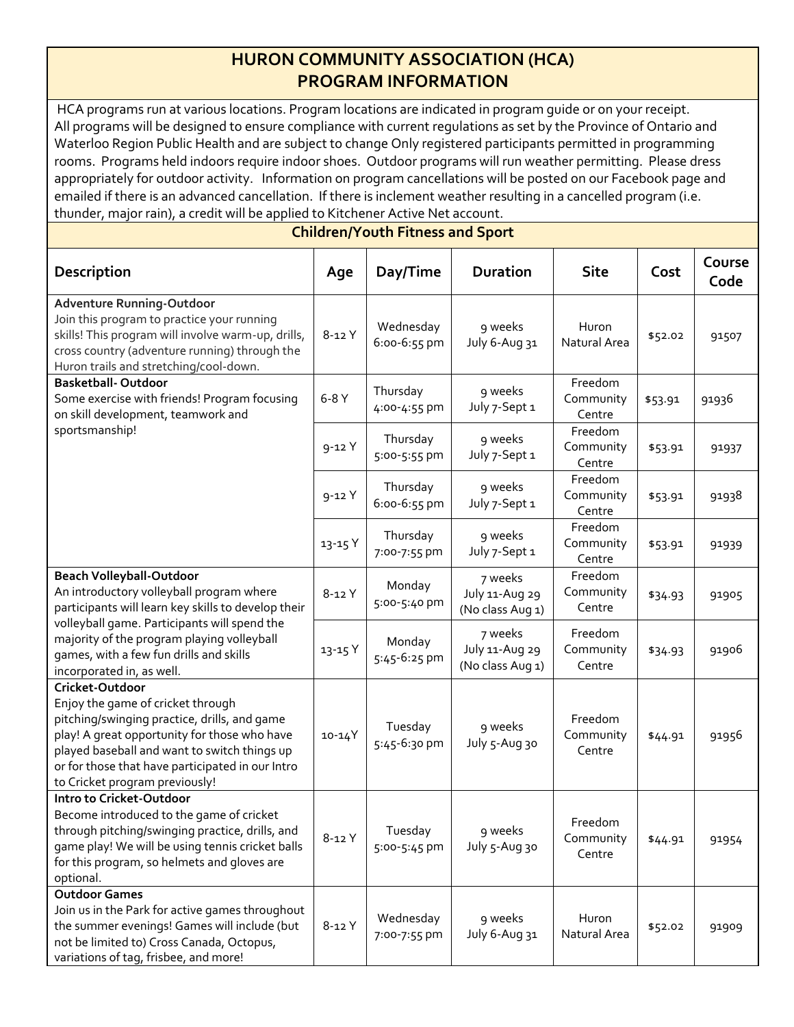# HURON COMMUNITY ASSOCIATION (HCA) PROGRAM INFORMATION

HCA programs run at various locations. Program locations are indicated in program guide or on your receipt. All programs will be designed to ensure compliance with current regulations as set by the Province of Ontario and Waterloo Region Public Health and are subject to change Only registered participants permitted in programming rooms. Programs held indoors require indoor shoes. Outdoor programs will run weather permitting. Please dress appropriately for outdoor activity. Information on program cancellations will be posted on our Facebook page and emailed if there is an advanced cancellation. If there is inclement weather resulting in a cancelled program (i.e. thunder, major rain), a credit will be applied to Kitchener Active Net account.

## Children/Youth Fitness and Sport

| Description | Age | Day/Time | Duration | Site | Cost | Course Code |
|---|---|---|---|---|---|---|
| **Adventure Running-Outdoor** Join this program to practice your running skills! This program will involve warm-up, drills, cross country (adventure running) through the Huron trails and stretching/cool-down. | 8-12 Y | Wednesday 6:00-6:55 pm | 9 weeks July 6-Aug 31 | Huron Natural Area | $52.02 | 91507 |
| **Basketball- Outdoor** Some exercise with friends! Program focusing on skill development, teamwork and sportsmanship! | 6-8 Y | Thursday 4:00-4:55 pm | 9 weeks July 7-Sept 1 | Freedom Community Centre | $53.91 | 91936 |
| | 9-12 Y | Thursday 5:00-5:55 pm | 9 weeks July 7-Sept 1 | Freedom Community Centre | $53.91 | 91937 |
| | 9-12 Y | Thursday 6:00-6:55 pm | 9 weeks July 7-Sept 1 | Freedom Community Centre | $53.91 | 91938 |
| | 13-15 Y | Thursday 7:00-7:55 pm | 9 weeks July 7-Sept 1 | Freedom Community Centre | $53.91 | 91939 |
| **Beach Volleyball-Outdoor** An introductory volleyball program where participants will learn key skills to develop their volleyball game. Participants will spend the majority of the program playing volleyball games, with a few fun drills and skills incorporated in, as well. | 8-12 Y | Monday 5:00-5:40 pm | 7 weeks July 11-Aug 29 (No class Aug 1) | Freedom Community Centre | $34.93 | 91905 |
| | 13-15 Y | Monday 5:45-6:25 pm | 7 weeks July 11-Aug 29 (No class Aug 1) | Freedom Community Centre | $34.93 | 91906 |
| **Cricket-Outdoor** Enjoy the game of cricket through pitching/swinging practice, drills, and game play! A great opportunity for those who have played baseball and want to switch things up or for those that have participated in our Intro to Cricket program previously! | 10-14Y | Tuesday 5:45-6:30 pm | 9 weeks July 5-Aug 30 | Freedom Community Centre | $44.91 | 91956 |
| **Intro to Cricket-Outdoor** Become introduced to the game of cricket through pitching/swinging practice, drills, and game play! We will be using tennis cricket balls for this program, so helmets and gloves are optional. | 8-12 Y | Tuesday 5:00-5:45 pm | 9 weeks July 5-Aug 30 | Freedom Community Centre | $44.91 | 91954 |
| **Outdoor Games** Join us in the Park for active games throughout the summer evenings! Games will include (but not be limited to) Cross Canada, Octopus, variations of tag, frisbee, and more! | 8-12 Y | Wednesday 7:00-7:55 pm | 9 weeks July 6-Aug 31 | Huron Natural Area | $52.02 | 91909 |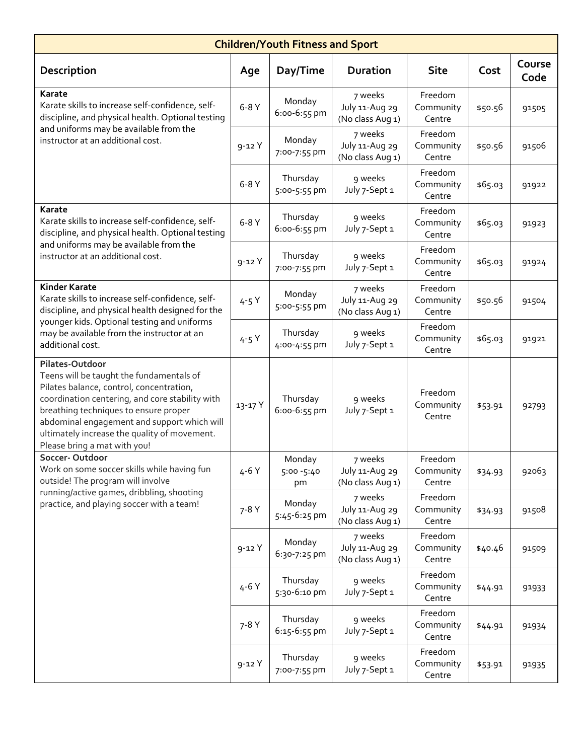| Children/Youth Fitness and Sport | | | | | | |
|---|---|---|---|---|---|---|
| **Description** | **Age** | **Day/Time** | **Duration** | **Site** | **Cost** | **Course Code** |
| **Karate**<br>Karate skills to increase self-confidence, self-discipline, and physical health. Optional testing and uniforms may be available from the instructor at an additional cost. | 6-8 Y | Monday 6:00-6:55 pm | 7 weeks July 11-Aug 29 (No class Aug 1) | Freedom Community Centre | $50.56 | 91505 |
| | 9-12 Y | Monday 7:00-7:55 pm | 7 weeks July 11-Aug 29 (No class Aug 1) | Freedom Community Centre | $50.56 | 91506 |
| | 6-8 Y | Thursday 5:00-5:55 pm | 9 weeks July 7-Sept 1 | Freedom Community Centre | $65.03 | 91922 |
| **Karate**<br>Karate skills to increase self-confidence, self-discipline, and physical health. Optional testing and uniforms may be available from the instructor at an additional cost. | 6-8 Y | Thursday 6:00-6:55 pm | 9 weeks July 7-Sept 1 | Freedom Community Centre | $65.03 | 91923 |
| | 9-12 Y | Thursday 7:00-7:55 pm | 9 weeks July 7-Sept 1 | Freedom Community Centre | $65.03 | 91924 |
| **Kinder Karate**<br>Karate skills to increase self-confidence, self-discipline, and physical health designed for the younger kids. Optional testing and uniforms may be available from the instructor at an additional cost. | 4-5 Y | Monday 5:00-5:55 pm | 7 weeks July 11-Aug 29 (No class Aug 1) | Freedom Community Centre | $50.56 | 91504 |
| | 4-5 Y | Thursday 4:00-4:55 pm | 9 weeks July 7-Sept 1 | Freedom Community Centre | $65.03 | 91921 |
| **Pilates-Outdoor**<br>Teens will be taught the fundamentals of Pilates balance, control, concentration, coordination centering, and core stability with breathing techniques to ensure proper abdominal engagement and support which will ultimately increase the quality of movement. Please bring a mat with you! | 13-17 Y | Thursday 6:00-6:55 pm | 9 weeks July 7-Sept 1 | Freedom Community Centre | $53.91 | 92793 |
| **Soccer- Outdoor**<br>Work on some soccer skills while having fun outside! The program will involve running/active games, dribbling, shooting practice, and playing soccer with a team! | 4-6 Y | Monday 5:00 -5:40 pm | 7 weeks July 11-Aug 29 (No class Aug 1) | Freedom Community Centre | $34.93 | 92063 |
| | 7-8 Y | Monday 5:45-6:25 pm | 7 weeks July 11-Aug 29 (No class Aug 1) | Freedom Community Centre | $34.93 | 91508 |
| | 9-12 Y | Monday 6:30-7:25 pm | 7 weeks July 11-Aug 29 (No class Aug 1) | Freedom Community Centre | $40.46 | 91509 |
| | 4-6 Y | Thursday 5:30-6:10 pm | 9 weeks July 7-Sept 1 | Freedom Community Centre | $44.91 | 91933 |
| | 7-8 Y | Thursday 6:15-6:55 pm | 9 weeks July 7-Sept 1 | Freedom Community Centre | $44.91 | 91934 |
| | 9-12 Y | Thursday 7:00-7:55 pm | 9 weeks July 7-Sept 1 | Freedom Community Centre | $53.91 | 91935 |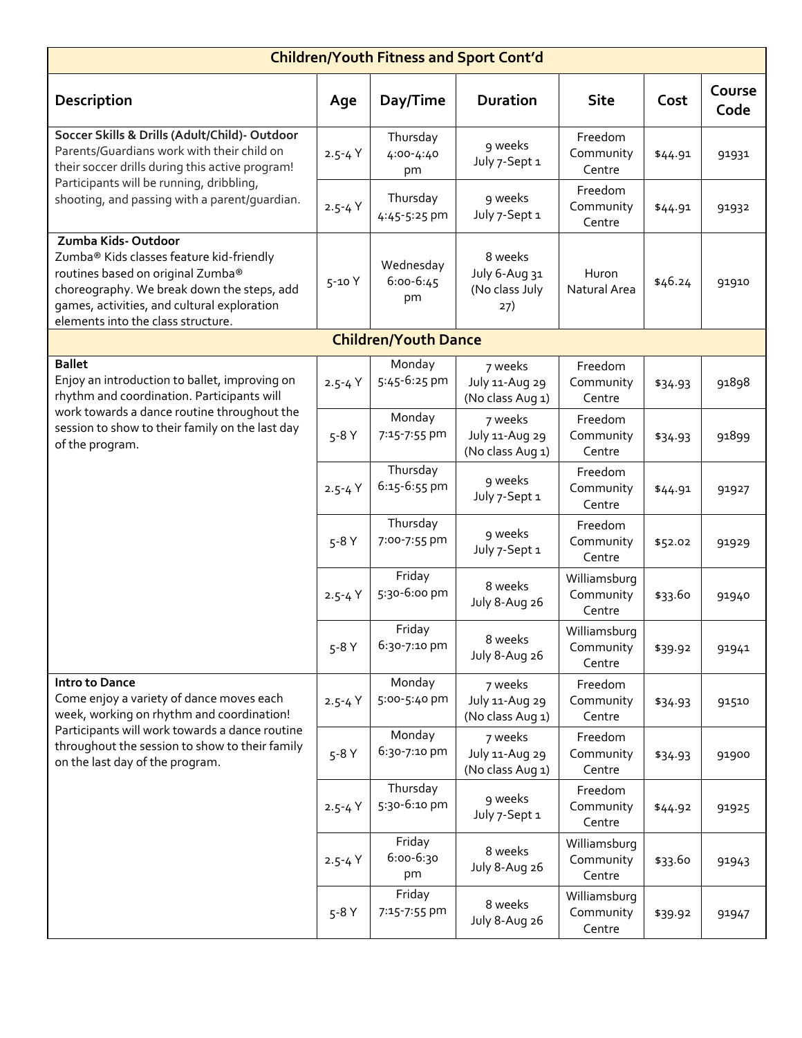## Children/Youth Fitness and Sport Cont'd

| Description | Age | Day/Time | Duration | Site | Cost | Course Code |
|---|---|---|---|---|---|---|
| **Soccer Skills & Drills (Adult/Child)- Outdoor** Parents/Guardians work with their child on their soccer drills during this active program! Participants will be running, dribbling, shooting, and passing with a parent/guardian. | 2.5-4 Y | Thursday 4:00-4:40 pm | 9 weeks July 7-Sept 1 | Freedom Community Centre | $44.91 | 91931 |
| | 2.5-4 Y | Thursday 4:45-5:25 pm | 9 weeks July 7-Sept 1 | Freedom Community Centre | $44.91 | 91932 |
| **Zumba Kids- Outdoor** Zumba® Kids classes feature kid-friendly routines based on original Zumba® choreography. We break down the steps, add games, activities, and cultural exploration elements into the class structure. | 5-10 Y | Wednesday 6:00-6:45 pm | 8 weeks July 6-Aug 31 (No class July 27) | Huron Natural Area | $46.24 | 91910 |

## Children/Youth Dance

| Description | Age | Day/Time | Duration | Site | Cost | Course Code |
|---|---|---|---|---|---|---|
| **Ballet** Enjoy an introduction to ballet, improving on rhythm and coordination. Participants will work towards a dance routine throughout the session to show to their family on the last day of the program. | 2.5-4 Y | Monday 5:45-6:25 pm | 7 weeks July 11-Aug 29 (No class Aug 1) | Freedom Community Centre | $34.93 | 91898 |
| | 5-8 Y | Monday 7:15-7:55 pm | 7 weeks July 11-Aug 29 (No class Aug 1) | Freedom Community Centre | $34.93 | 91899 |
| | 2.5-4 Y | Thursday 6:15-6:55 pm | 9 weeks July 7-Sept 1 | Freedom Community Centre | $44.91 | 91927 |
| | 5-8 Y | Thursday 7:00-7:55 pm | 9 weeks July 7-Sept 1 | Freedom Community Centre | $52.02 | 91929 |
| | 2.5-4 Y | Friday 5:30-6:00 pm | 8 weeks July 8-Aug 26 | Williamsburg Community Centre | $33.60 | 91940 |
| | 5-8 Y | Friday 6:30-7:10 pm | 8 weeks July 8-Aug 26 | Williamsburg Community Centre | $39.92 | 91941 |
| **Intro to Dance** Come enjoy a variety of dance moves each week, working on rhythm and coordination! Participants will work towards a dance routine throughout the session to show to their family on the last day of the program. | 2.5-4 Y | Monday 5:00-5:40 pm | 7 weeks July 11-Aug 29 (No class Aug 1) | Freedom Community Centre | $34.93 | 91510 |
| | 5-8 Y | Monday 6:30-7:10 pm | 7 weeks July 11-Aug 29 (No class Aug 1) | Freedom Community Centre | $34.93 | 91900 |
| | 2.5-4 Y | Thursday 5:30-6:10 pm | 9 weeks July 7-Sept 1 | Freedom Community Centre | $44.92 | 91925 |
| | 2.5-4 Y | Friday 6:00-6:30 pm | 8 weeks July 8-Aug 26 | Williamsburg Community Centre | $33.60 | 91943 |
| | 5-8 Y | Friday 7:15-7:55 pm | 8 weeks July 8-Aug 26 | Williamsburg Community Centre | $39.92 | 91947 |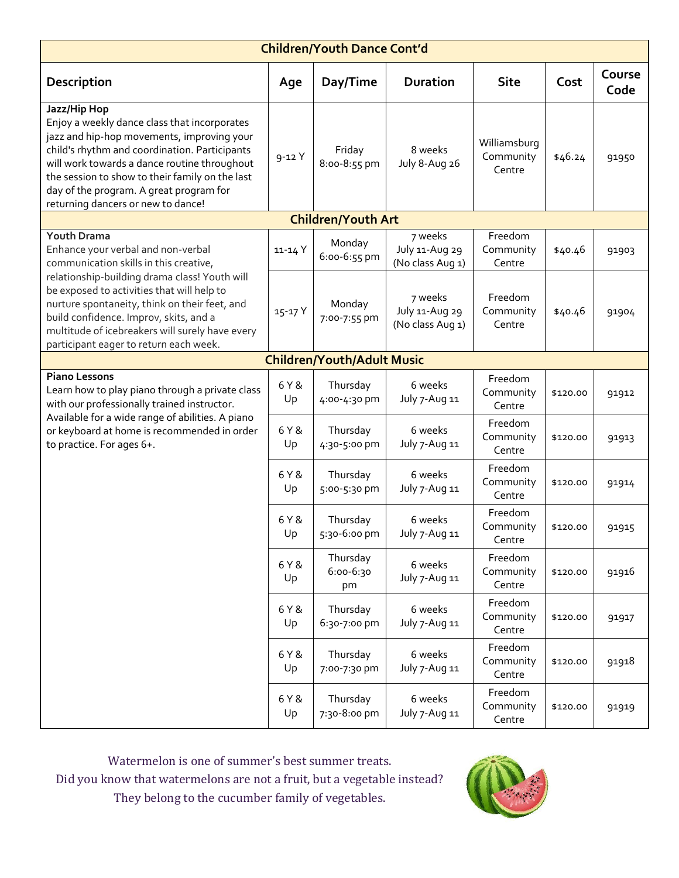| Children/Youth Dance Cont'd | | | | | | |
|---|---|---|---|---|---|---|
| **Description** | **Age** | **Day/Time** | **Duration** | **Site** | **Cost** | **Course Code** |
| **Jazz/Hip Hop** Enjoy a weekly dance class that incorporates jazz and hip-hop movements, improving your child's rhythm and coordination. Participants will work towards a dance routine throughout the session to show to their family on the last day of the program. A great program for returning dancers or new to dance! | 9-12 Y | Friday 8:00-8:55 pm | 8 weeks July 8-Aug 26 | Williamsburg Community Centre | $46.24 | 91950 |
| **Children/Youth Art** | | | | | | |
| **Youth Drama** Enhance your verbal and non-verbal communication skills in this creative, relationship-building drama class! Youth will be exposed to activities that will help to nurture spontaneity, think on their feet, and build confidence. Improv, skits, and a multitude of icebreakers will surely have every participant eager to return each week. | 11-14 Y | Monday 6:00-6:55 pm | 7 weeks July 11-Aug 29 (No class Aug 1) | Freedom Community Centre | $40.46 | 91903 |
| | 15-17 Y | Monday 7:00-7:55 pm | 7 weeks July 11-Aug 29 (No class Aug 1) | Freedom Community Centre | $40.46 | 91904 |
| **Children/Youth/Adult Music** | | | | | | |
| **Piano Lessons** Learn how to play piano through a private class with our professionally trained instructor. Available for a wide range of abilities. A piano or keyboard at home is recommended in order to practice. For ages 6+. | 6 Y & Up | Thursday 4:00-4:30 pm | 6 weeks July 7-Aug 11 | Freedom Community Centre | $120.00 | 91912 |
| | 6 Y & Up | Thursday 4:30-5:00 pm | 6 weeks July 7-Aug 11 | Freedom Community Centre | $120.00 | 91913 |
| | 6 Y & Up | Thursday 5:00-5:30 pm | 6 weeks July 7-Aug 11 | Freedom Community Centre | $120.00 | 91914 |
| | 6 Y & Up | Thursday 5:30-6:00 pm | 6 weeks July 7-Aug 11 | Freedom Community Centre | $120.00 | 91915 |
| | 6 Y & Up | Thursday 6:00-6:30 pm | 6 weeks July 7-Aug 11 | Freedom Community Centre | $120.00 | 91916 |
| | 6 Y & Up | Thursday 6:30-7:00 pm | 6 weeks July 7-Aug 11 | Freedom Community Centre | $120.00 | 91917 |
| | 6 Y & Up | Thursday 7:00-7:30 pm | 6 weeks July 7-Aug 11 | Freedom Community Centre | $120.00 | 91918 |
| | 6 Y & Up | Thursday 7:30-8:00 pm | 6 weeks July 7-Aug 11 | Freedom Community Centre | $120.00 | 91919 |

Watermelon is one of summer's best summer treats.
Did you know that watermelons are not a fruit, but a vegetable instead?
They belong to the cucumber family of vegetables.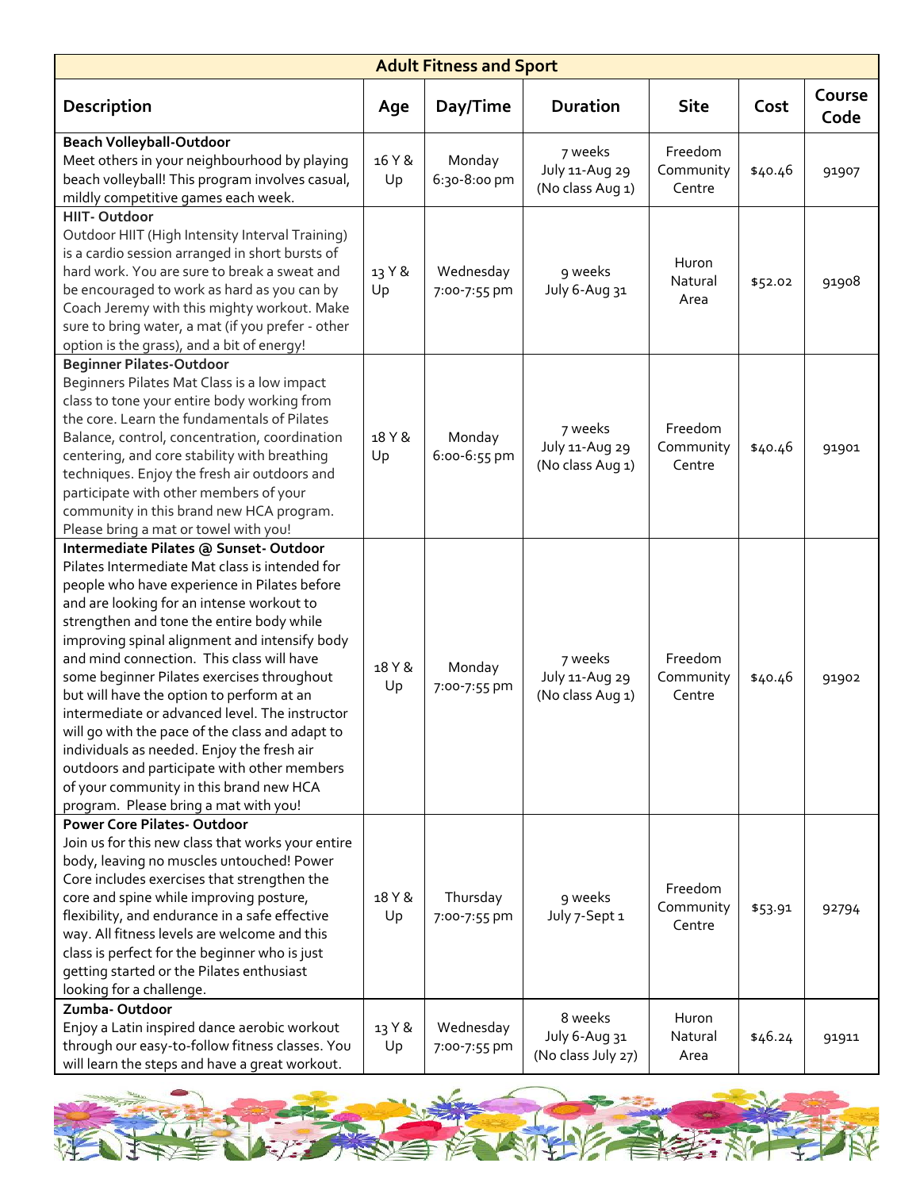| Adult Fitness and Sport | | | | | | |
|---|---|---|---|---|---|---|
| **Description** | **Age** | **Day/Time** | **Duration** | **Site** | **Cost** | **Course Code** |
| **Beach Volleyball-Outdoor** Meet others in your neighbourhood by playing beach volleyball! This program involves casual, mildly competitive games each week. | 16 Y & Up | Monday 6:30-8:00 pm | 7 weeks July 11-Aug 29 (No class Aug 1) | Freedom Community Centre | $40.46 | 91907 |
| **HIIT- Outdoor** Outdoor HIIT (High Intensity Interval Training) is a cardio session arranged in short bursts of hard work. You are sure to break a sweat and be encouraged to work as hard as you can by Coach Jeremy with this mighty workout. Make sure to bring water, a mat (if you prefer - other option is the grass), and a bit of energy! | 13 Y & Up | Wednesday 7:00-7:55 pm | 9 weeks July 6-Aug 31 | Huron Natural Area | $52.02 | 91908 |
| **Beginner Pilates-Outdoor** Beginners Pilates Mat Class is a low impact class to tone your entire body working from the core. Learn the fundamentals of Pilates Balance, control, concentration, coordination centering, and core stability with breathing techniques. Enjoy the fresh air outdoors and participate with other members of your community in this brand new HCA program. Please bring a mat or towel with you! | 18 Y & Up | Monday 6:00-6:55 pm | 7 weeks July 11-Aug 29 (No class Aug 1) | Freedom Community Centre | $40.46 | 91901 |
| **Intermediate Pilates @ Sunset- Outdoor** Pilates Intermediate Mat class is intended for people who have experience in Pilates before and are looking for an intense workout to strengthen and tone the entire body while improving spinal alignment and intensify body and mind connection. This class will have some beginner Pilates exercises throughout but will have the option to perform at an intermediate or advanced level. The instructor will go with the pace of the class and adapt to individuals as needed. Enjoy the fresh air outdoors and participate with other members of your community in this brand new HCA program. Please bring a mat with you! | 18 Y & Up | Monday 7:00-7:55 pm | 7 weeks July 11-Aug 29 (No class Aug 1) | Freedom Community Centre | $40.46 | 91902 |
| **Power Core Pilates- Outdoor** Join us for this new class that works your entire body, leaving no muscles untouched! Power Core includes exercises that strengthen the core and spine while improving posture, flexibility, and endurance in a safe effective way. All fitness levels are welcome and this class is perfect for the beginner who is just getting started or the Pilates enthusiast looking for a challenge. | 18 Y & Up | Thursday 7:00-7:55 pm | 9 weeks July 7-Sept 1 | Freedom Community Centre | $53.91 | 92794 |
| **Zumba- Outdoor** Enjoy a Latin inspired dance aerobic workout through our easy-to-follow fitness classes. You will learn the steps and have a great workout. | 13 Y & Up | Wednesday 7:00-7:55 pm | 8 weeks July 6-Aug 31 (No class July 27) | Huron Natural Area | $46.24 | 91911 |